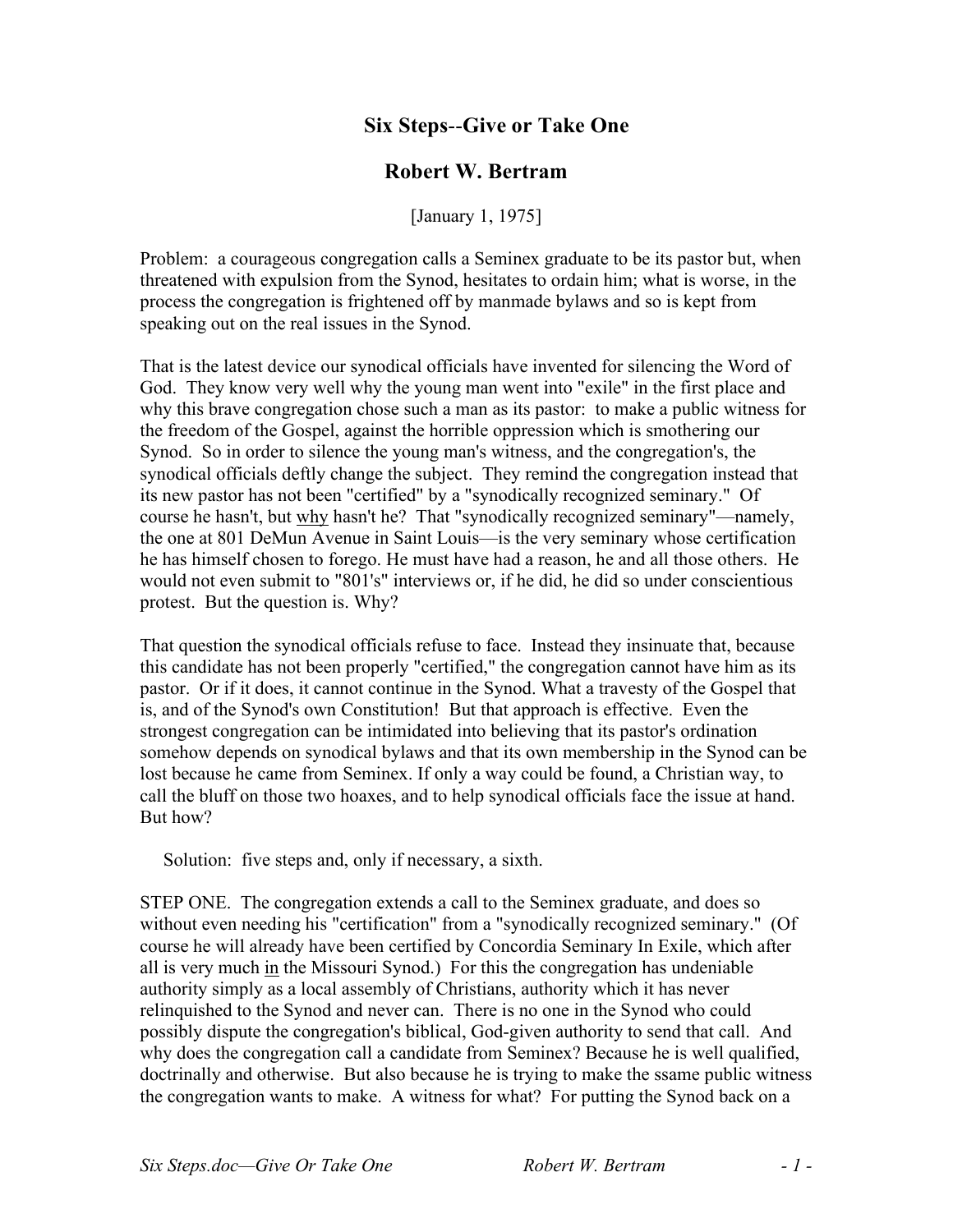# Six Steps--Give or Take One

## Robert W. Bertram

[January 1, 1975]

Problem: a courageous congregation calls a Seminex graduate to be its pastor but, when threatened with expulsion from the Synod, hesitates to ordain him; what is worse, in the process the congregation is frightened off by manmade bylaws and so is kept from speaking out on the real issues in the Synod.

That is the latest device our synodical officials have invented for silencing the Word of God. They know very well why the young man went into "exile" in the first place and why this brave congregation chose such a man as its pastor: to make a public witness for the freedom of the Gospel, against the horrible oppression which is smothering our Synod. So in order to silence the young man's witness, and the congregation's, the synodical officials deftly change the subject. They remind the congregation instead that its new pastor has not been "certified" by a "synodically recognized seminary." Of course he hasn't, but <u>why</u> hasn't he? That "synodically recognized seminary"—namely, the one at 801 DeMun Avenue in Saint Louis—is the very seminary whose certification he has himself chosen to forego. He must have had a reason, he and all those others. He would not even submit to "801's" interviews or, if he did, he did so under conscientious protest. But the question is. Why?

That question the synodical officials refuse to face. Instead they insinuate that, because this candidate has not been properly "certified," the congregation cannot have him as its pastor. Or if it does, it cannot continue in the Synod. What a travesty of the Gospel that is, and of the Synod's own Constitution! But that approach is effective. Even the strongest congregation can be intimidated into believing that its pastor's ordination somehow depends on synodical bylaws and that its own membership in the Synod can be lost because he came from Seminex. If only a way could be found, a Christian way, to call the bluff on those two hoaxes, and to help synodical officials face the issue at hand. But how?

Solution: five steps and, only if necessary, a sixth.

STEP ONE. The congregation extends a call to the Seminex graduate, and does so without even needing his "certification" from a "synodically recognized seminary." (Of course he will already have been certified by Concordia Seminary In Exile, which after all is very much <u>in</u> the Missouri Synod.) For this the congregation has undeniable authority simply as a local assembly of Christians, authority which it has never relinquished to the Synod and never can. There is no one in the Synod who could possibly dispute the congregation's biblical, God-given authority to send that call. And why does the congregation call a candidate from Seminex? Because he is well qualified, doctrinally and otherwise. But also because he is trying to make the ssame public witness the congregation wants to make. A witness for what? For putting the Synod back on a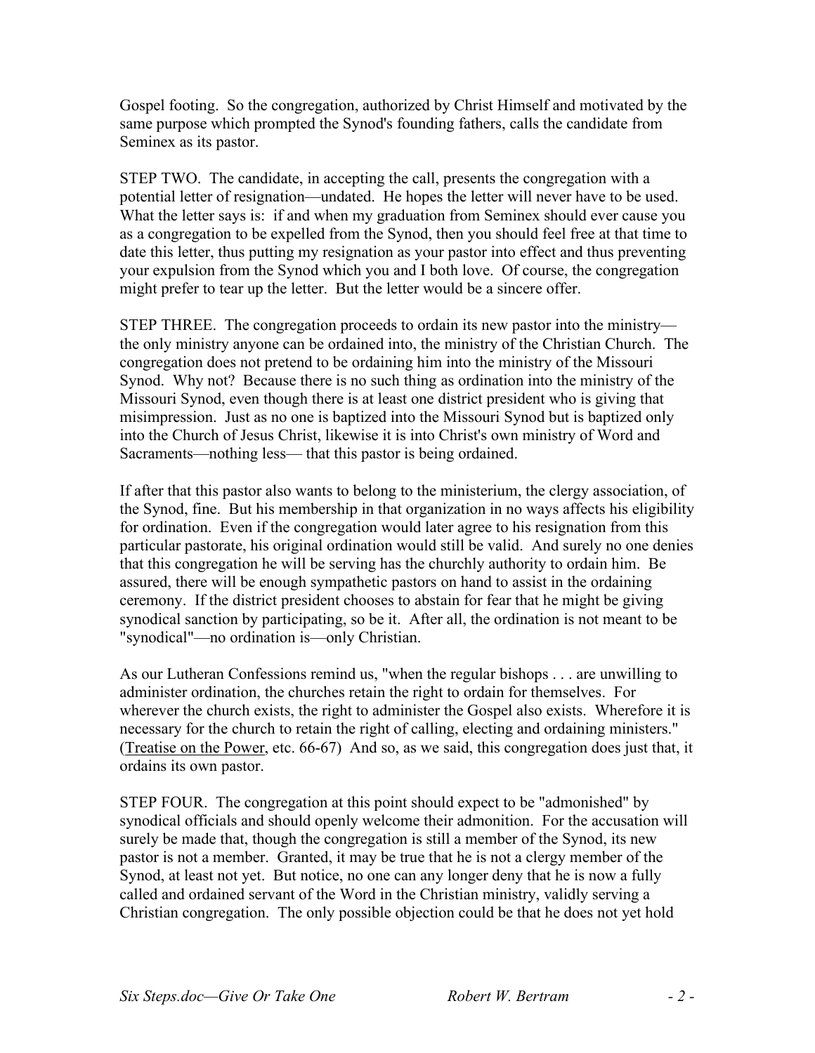Gospel footing. So the congregation, authorized by Christ Himself and motivated by the same purpose which prompted the Synod's founding fathers, calls the candidate from Seminex as its pastor.

STEP TWO. The candidate, in accepting the call, presents the congregation with a potential letter of resignation—undated. He hopes the letter will never have to be used. What the letter says is: if and when my graduation from Seminex should ever cause you as a congregation to be expelled from the Synod, then you should feel free at that time to date this letter, thus putting my resignation as your pastor into effect and thus preventing your expulsion from the Synod which you and I both love. Of course, the congregation might prefer to tear up the letter. But the letter would be a sincere offer.

STEP THREE. The congregation proceeds to ordain its new pastor into the ministry—the only ministry anyone can be ordained into, the ministry of the Christian Church. The congregation does not pretend to be ordaining him into the ministry of the Missouri Synod. Why not? Because there is no such thing as ordination into the ministry of the Missouri Synod, even though there is at least one district president who is giving that misimpression. Just as no one is baptized into the Missouri Synod but is baptized only into the Church of Jesus Christ, likewise it is into Christ's own ministry of Word and Sacraments—nothing less— that this pastor is being ordained.

If after that this pastor also wants to belong to the ministerium, the clergy association, of the Synod, fine. But his membership in that organization in no ways affects his eligibility for ordination. Even if the congregation would later agree to his resignation from this particular pastorate, his original ordination would still be valid. And surely no one denies that this congregation he will be serving has the churchly authority to ordain him. Be assured, there will be enough sympathetic pastors on hand to assist in the ordaining ceremony. If the district president chooses to abstain for fear that he might be giving synodical sanction by participating, so be it. After all, the ordination is not meant to be "synodical"—no ordination is—only Christian.

As our Lutheran Confessions remind us, "when the regular bishops . . . are unwilling to administer ordination, the churches retain the right to ordain for themselves. For wherever the church exists, the right to administer the Gospel also exists. Wherefore it is necessary for the church to retain the right of calling, electing and ordaining ministers." (Treatise on the Power, etc. 66-67) And so, as we said, this congregation does just that, it ordains its own pastor.

STEP FOUR. The congregation at this point should expect to be "admonished" by synodical officials and should openly welcome their admonition. For the accusation will surely be made that, though the congregation is still a member of the Synod, its new pastor is not a member. Granted, it may be true that he is not a clergy member of the Synod, at least not yet. But notice, no one can any longer deny that he is now a fully called and ordained servant of the Word in the Christian ministry, validly serving a Christian congregation. The only possible objection could be that he does not yet hold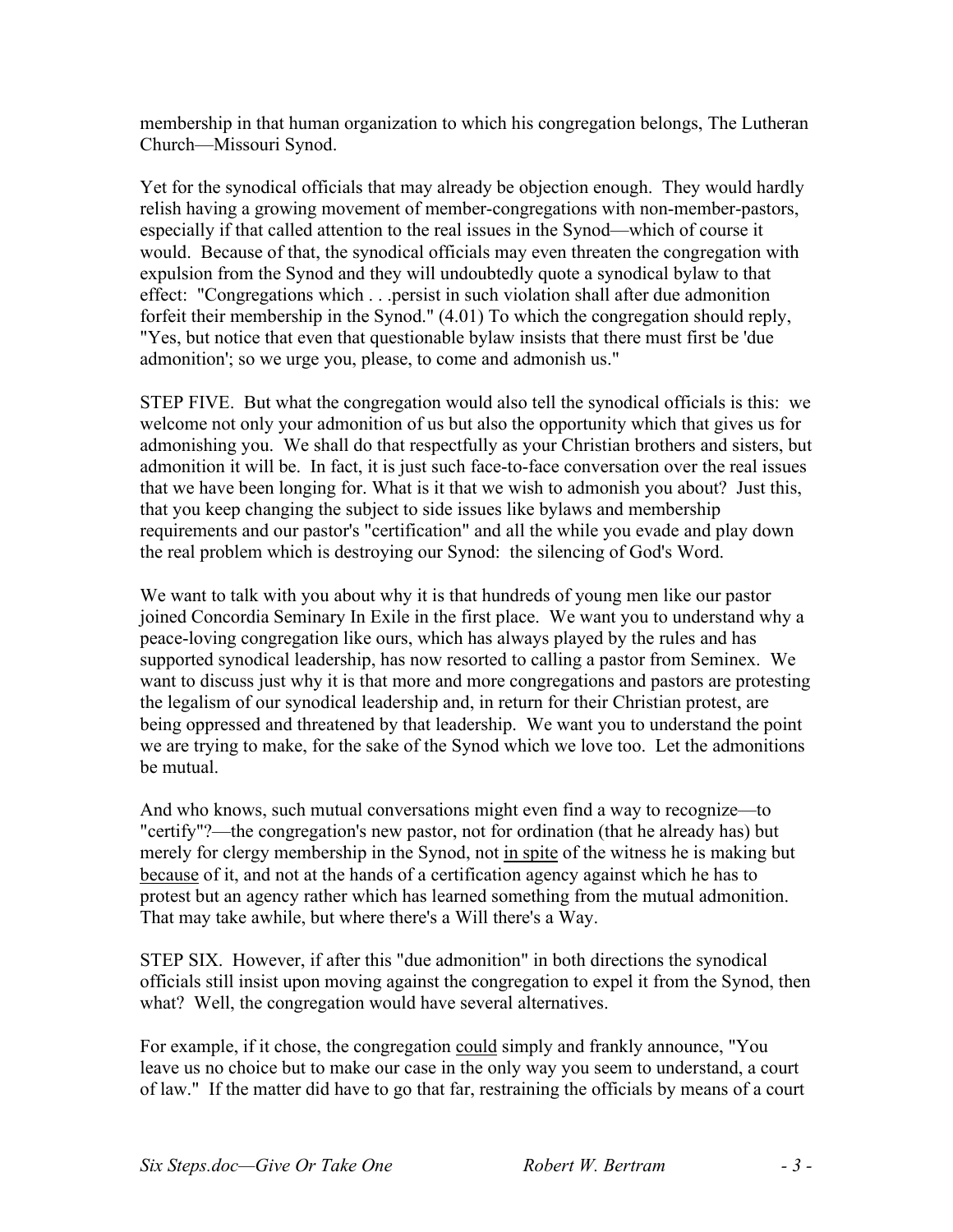membership in that human organization to which his congregation belongs, The Lutheran Church—Missouri Synod.

Yet for the synodical officials that may already be objection enough. They would hardly relish having a growing movement of member-congregations with non-member-pastors, especially if that called attention to the real issues in the Synod—which of course it would. Because of that, the synodical officials may even threaten the congregation with expulsion from the Synod and they will undoubtedly quote a synodical bylaw to that effect: "Congregations which . . .persist in such violation shall after due admonition forfeit their membership in the Synod." (4.01) To which the congregation should reply, "Yes, but notice that even that questionable bylaw insists that there must first be 'due admonition'; so we urge you, please, to come and admonish us."

STEP FIVE. But what the congregation would also tell the synodical officials is this: we welcome not only your admonition of us but also the opportunity which that gives us for admonishing you. We shall do that respectfully as your Christian brothers and sisters, but admonition it will be. In fact, it is just such face-to-face conversation over the real issues that we have been longing for. What is it that we wish to admonish you about? Just this, that you keep changing the subject to side issues like bylaws and membership requirements and our pastor's "certification" and all the while you evade and play down the real problem which is destroying our Synod: the silencing of God's Word.

We want to talk with you about why it is that hundreds of young men like our pastor joined Concordia Seminary In Exile in the first place. We want you to understand why a peace-loving congregation like ours, which has always played by the rules and has supported synodical leadership, has now resorted to calling a pastor from Seminex. We want to discuss just why it is that more and more congregations and pastors are protesting the legalism of our synodical leadership and, in return for their Christian protest, are being oppressed and threatened by that leadership. We want you to understand the point we are trying to make, for the sake of the Synod which we love too. Let the admonitions be mutual.

And who knows, such mutual conversations might even find a way to recognize—to "certify"?—the congregation's new pastor, not for ordination (that he already has) but merely for clergy membership in the Synod, not <u>in spite</u> of the witness he is making but <u>because</u> of it, and not at the hands of a certification agency against which he has to protest but an agency rather which has learned something from the mutual admonition. That may take awhile, but where there's a Will there's a Way.

STEP SIX. However, if after this "due admonition" in both directions the synodical officials still insist upon moving against the congregation to expel it from the Synod, then what? Well, the congregation would have several alternatives.

For example, if it chose, the congregation <u>could</u> simply and frankly announce, "You leave us no choice but to make our case in the only way you seem to understand, a court of law." If the matter did have to go that far, restraining the officials by means of a court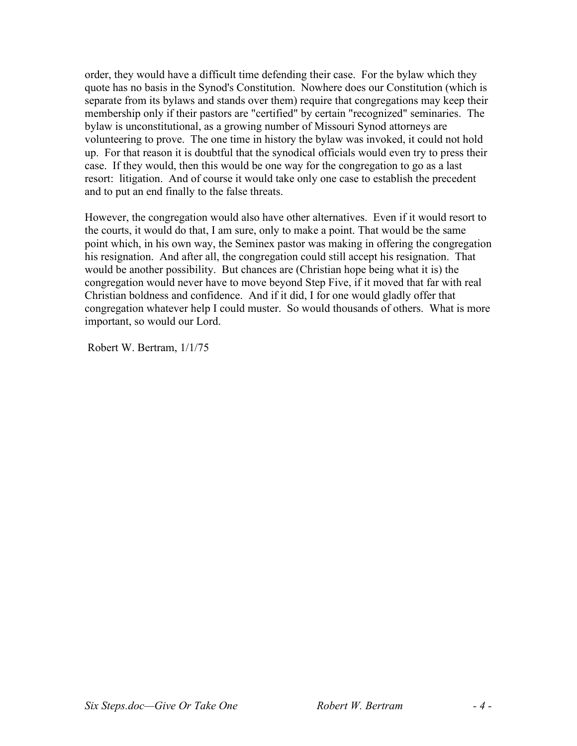order, they would have a difficult time defending their case. For the bylaw which they quote has no basis in the Synod's Constitution. Nowhere does our Constitution (which is separate from its bylaws and stands over them) require that congregations may keep their membership only if their pastors are "certified" by certain "recognized" seminaries. The bylaw is unconstitutional, as a growing number of Missouri Synod attorneys are volunteering to prove. The one time in history the bylaw was invoked, it could not hold up. For that reason it is doubtful that the synodical officials would even try to press their case. If they would, then this would be one way for the congregation to go as a last resort: litigation. And of course it would take only one case to establish the precedent and to put an end finally to the false threats.

However, the congregation would also have other alternatives. Even if it would resort to the courts, it would do that, I am sure, only to make a point. That would be the same point which, in his own way, the Seminex pastor was making in offering the congregation his resignation. And after all, the congregation could still accept his resignation. That would be another possibility. But chances are (Christian hope being what it is) the congregation would never have to move beyond Step Five, if it moved that far with real Christian boldness and confidence. And if it did, I for one would gladly offer that congregation whatever help I could muster. So would thousands of others. What is more important, so would our Lord.

Robert W. Bertram, 1/1/75